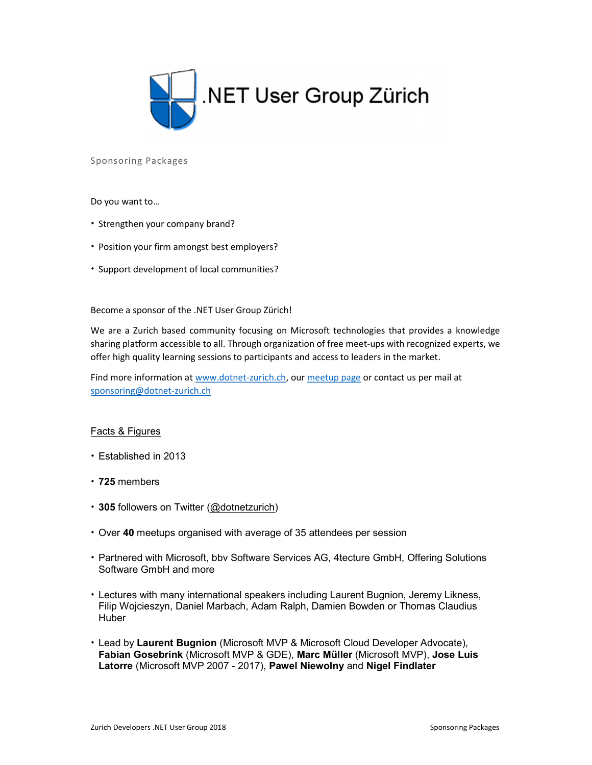# .NET User Group Zürich

Sponsoring Packages

Do you want to…

- Strengthen your company brand?
- Position your firm amongst best employers?
- Support development of local communities?

Become a sponsor of the .NET User Group Zürich!

We are a Zurich based community focusing on Microsoft technologies that provides a knowledge sharing platform accessible to all. Through organization of free meet-ups with recognized experts, we offer high quality learning sessions to participants and access to leaders in the market.

Find more information at [www.dotnet-zurich.ch](http://www.dotnet-zurich.ch), our [meetup page]() or contact us per mail at [sponsoring@dotnet-zurich.ch](mailto:sponsoring@dotnet-zurich.ch)

## Facts & Figures

- Established in 2013
- **725** members
- **305** followers on Twitter (@dotnetzurich)
- Over **40** meetups organised with average of 35 attendees per session
- Partnered with Microsoft, bbv Software Services AG, 4tecture GmbH, Offering Solutions Software GmbH and more
- Lectures with many international speakers including Laurent Bugnion, Jeremy Likness, Filip Wojcieszyn, Daniel Marbach, Adam Ralph, Damien Bowden or Thomas Claudius Huber
- Lead by **Laurent Bugnion** (Microsoft MVP & Microsoft Cloud Developer Advocate), **Fabian Gosebrink** (Microsoft MVP & GDE), **Marc Müller** (Microsoft MVP), **Jose Luis Latorre** (Microsoft MVP 2007 - 2017), **Pawel Niewolny** and **Nigel Findlater**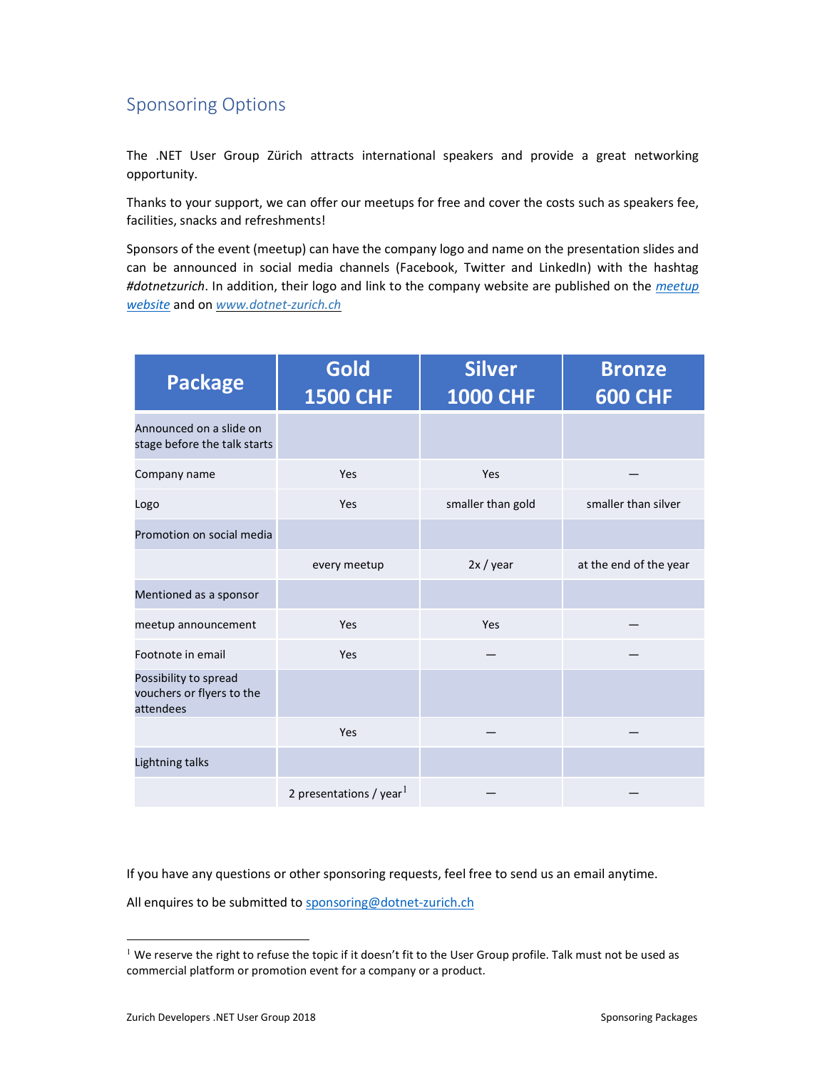## Sponsoring Options

The .NET User Group Zürich attracts international speakers and provide a great networking opportunity.

Thanks to your support, we can offer our meetups for free and cover the costs such as speakers fee, facilities, snacks and refreshments!

Sponsors of the event (meetup) can have the company logo and name on the presentation slides and can be announced in social media channels (Facebook, Twitter and LinkedIn) with the hashtag *#dotnetzurich*. In addition, their logo and link to the company website are published on the *meetup website* and on *www.dotnet-zurich.ch*

| Package | Gold 1500 CHF | Silver 1000 CHF | Bronze 600 CHF |
|---|---|---|---|
| Announced on a slide on stage before the talk starts | | | |
| Company name | Yes | Yes | — |
| Logo | Yes | smaller than gold | smaller than silver |
| Promotion on social media | | | |
| | every meetup | 2x / year | at the end of the year |
| Mentioned as a sponsor | | | |
| meetup announcement | Yes | Yes | — |
| Footnote in email | Yes | — | — |
| Possibility to spread vouchers or flyers to the attendees | | | |
| | Yes | — | — |
| Lightning talks | | | |
| | 2 presentations / year[1] | — | — |

If you have any questions or other sponsoring requests, feel free to send us an email anytime.

All enquires to be submitted to sponsoring@dotnet-zurich.ch

[1] We reserve the right to refuse the topic if it doesn't fit to the User Group profile. Talk must not be used as commercial platform or promotion event for a company or a product.